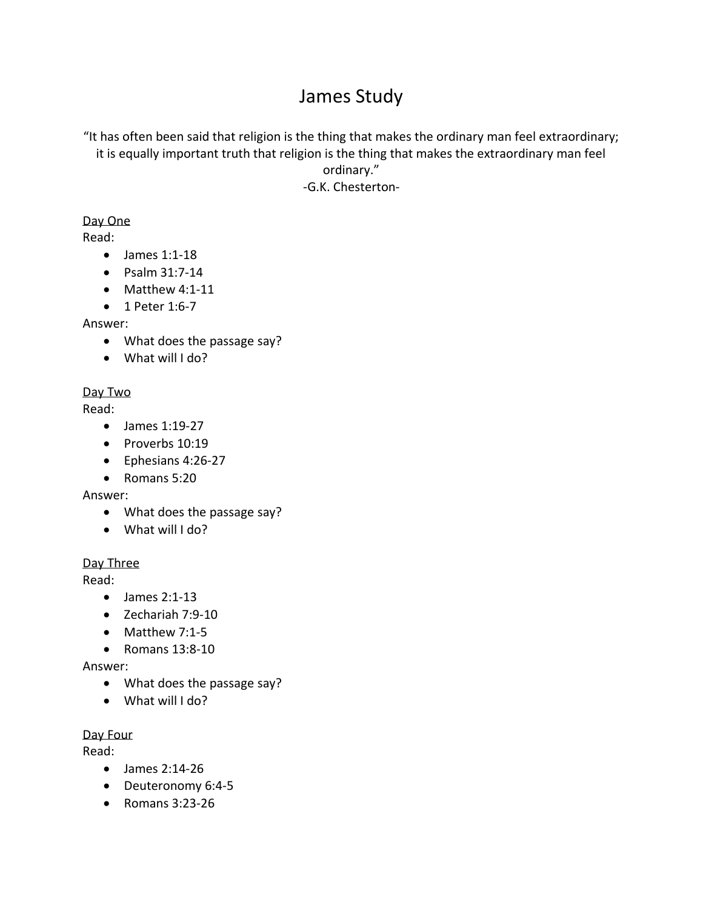# James Study

“It has often been said that religion is the thing that makes the ordinary man feel extraordinary; it is equally important truth that religion is the thing that makes the extraordinary man feel ordinary.”
-G.K. Chesterton-

<u>Day One</u>

Read:

- James 1:1-18
- Psalm 31:7-14
- Matthew 4:1-11
- 1 Peter 1:6-7

Answer:

- What does the passage say?
- What will I do?

<u>Day Two</u>

Read:

- James 1:19-27
- Proverbs 10:19
- Ephesians 4:26-27
- Romans 5:20

Answer:

- What does the passage say?
- What will I do?

<u>Day Three</u>

Read:

- James 2:1-13
- Zechariah 7:9-10
- Matthew 7:1-5
- Romans 13:8-10

Answer:

- What does the passage say?
- What will I do?

<u>Day Four</u>

Read:

- James 2:14-26
- Deuteronomy 6:4-5
- Romans 3:23-26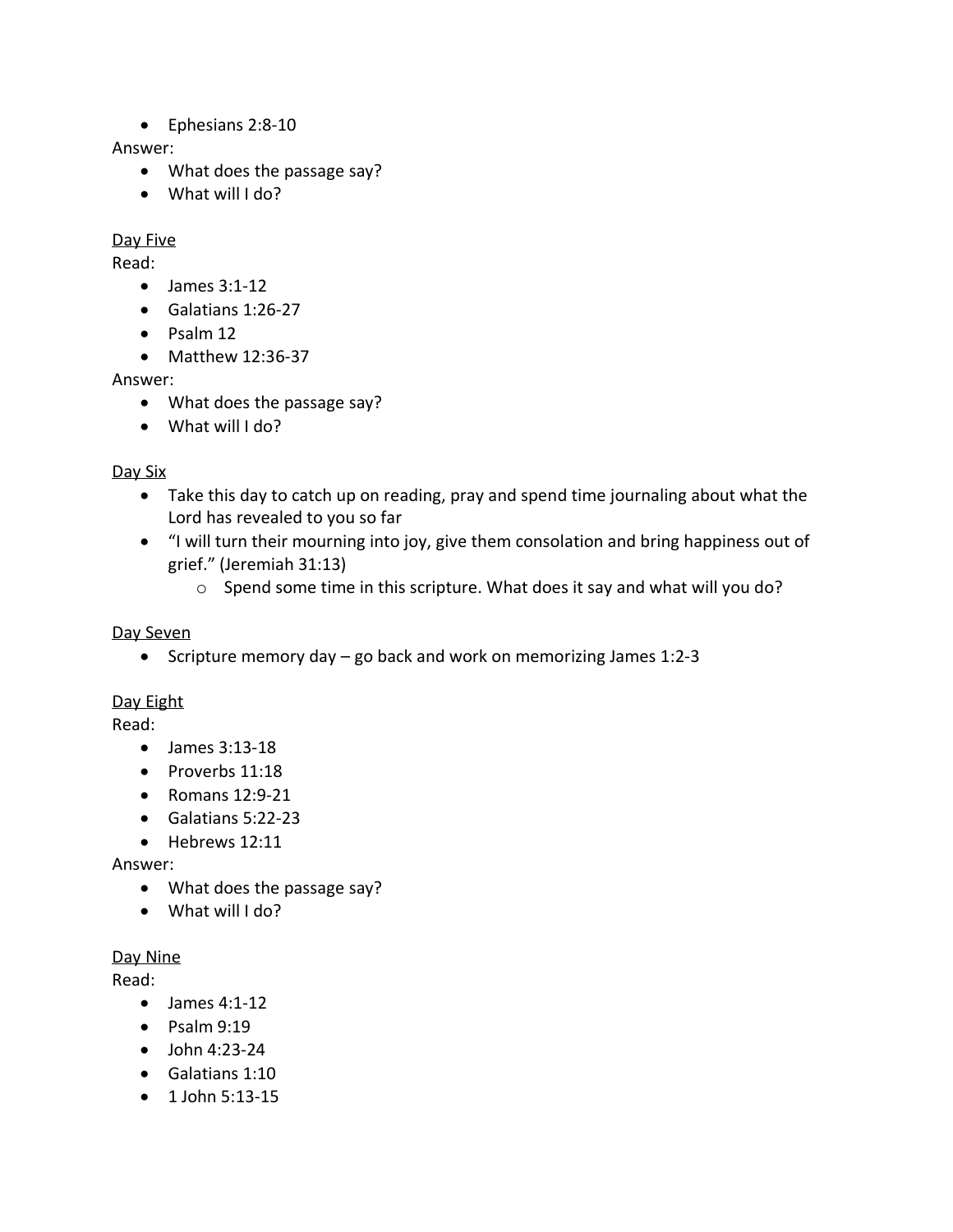- Ephesians 2:8-10

Answer:

- What does the passage say?
- What will I do?

<u>Day Five</u>

Read:

- James 3:1-12
- Galatians 1:26-27
- Psalm 12
- Matthew 12:36-37

Answer:

- What does the passage say?
- What will I do?

<u>Day Six</u>

- Take this day to catch up on reading, pray and spend time journaling about what the Lord has revealed to you so far
- "I will turn their mourning into joy, give them consolation and bring happiness out of grief." (Jeremiah 31:13)
    - Spend some time in this scripture. What does it say and what will you do?

<u>Day Seven</u>

- Scripture memory day – go back and work on memorizing James 1:2-3

<u>Day Eight</u>

Read:

- James 3:13-18
- Proverbs 11:18
- Romans 12:9-21
- Galatians 5:22-23
- Hebrews 12:11

Answer:

- What does the passage say?
- What will I do?

<u>Day Nine</u>

Read:

- James 4:1-12
- Psalm 9:19
- John 4:23-24
- Galatians 1:10
- 1 John 5:13-15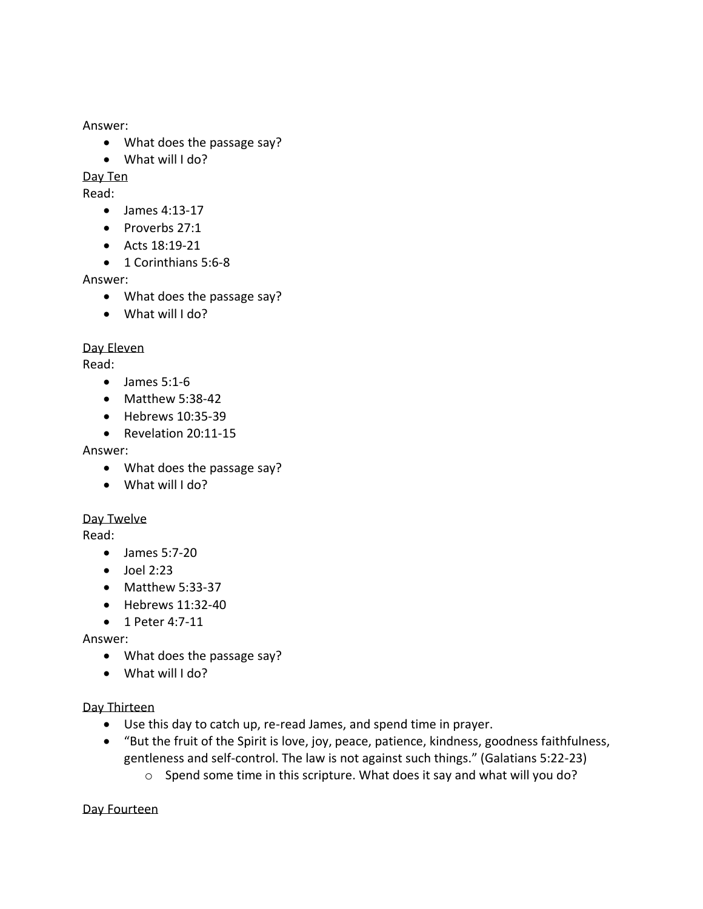Answer:

- What does the passage say?
- What will I do?

<u>Day Ten</u>

Read:

- James 4:13-17
- Proverbs 27:1
- Acts 18:19-21
- 1 Corinthians 5:6-8

Answer:

- What does the passage say?
- What will I do?

<u>Day Eleven</u>

Read:

- James 5:1-6
- Matthew 5:38-42
- Hebrews 10:35-39
- Revelation 20:11-15

Answer:

- What does the passage say?
- What will I do?

<u>Day Twelve</u>

Read:

- James 5:7-20
- Joel 2:23
- Matthew 5:33-37
- Hebrews 11:32-40
- 1 Peter 4:7-11

Answer:

- What does the passage say?
- What will I do?

<u>Day Thirteen</u>

- Use this day to catch up, re-read James, and spend time in prayer.
- "But the fruit of the Spirit is love, joy, peace, patience, kindness, goodness faithfulness, gentleness and self-control. The law is not against such things." (Galatians 5:22-23)
    - Spend some time in this scripture. What does it say and what will you do?

<u>Day Fourteen</u>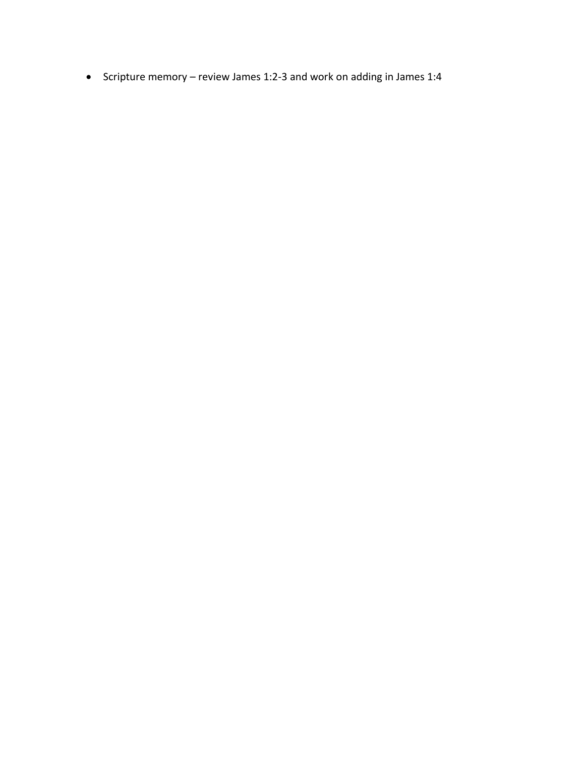- Scripture memory – review James 1:2-3 and work on adding in James 1:4